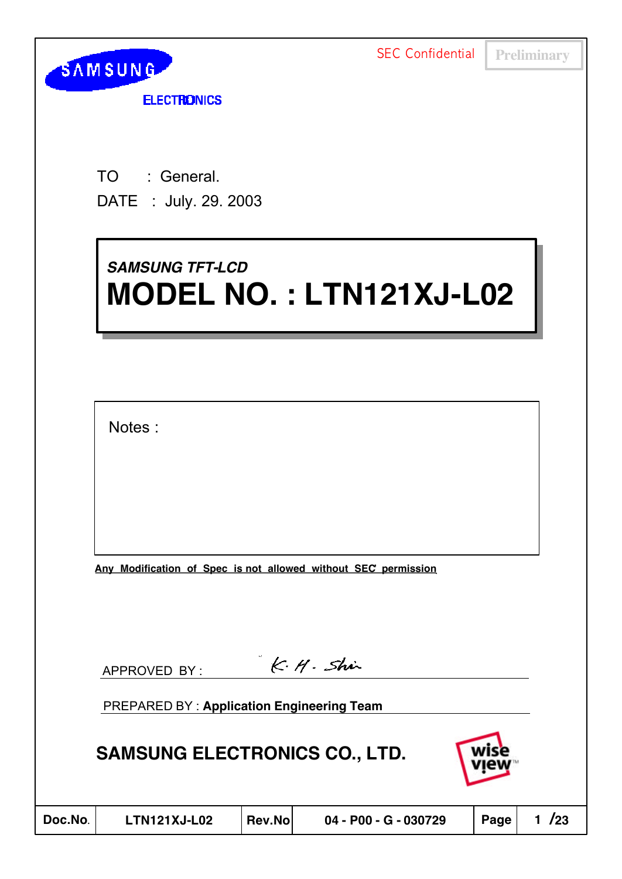SAMSUNG ELECTRONICS

SEC Confidential

Preliminary

TO : General.

DATE : July. 29. 2003

*SAMSUNG TFT-LCD*

# MODEL NO. : LTN121XJ-L02

Notes :

**Any Modification of Spec is not allowed without SEC permission**

APPROVED BY : K. H. Shin

PREPARED BY : **Application Engineering Team**

## SAMSUNG ELECTRONICS CO., LTD.

wise view™

| Doc.No. | LTN121XJ-L02 | Rev.No | 04 - P00 - G - 030729 | Page | 1 /23 |
|---|---|---|---|---|---|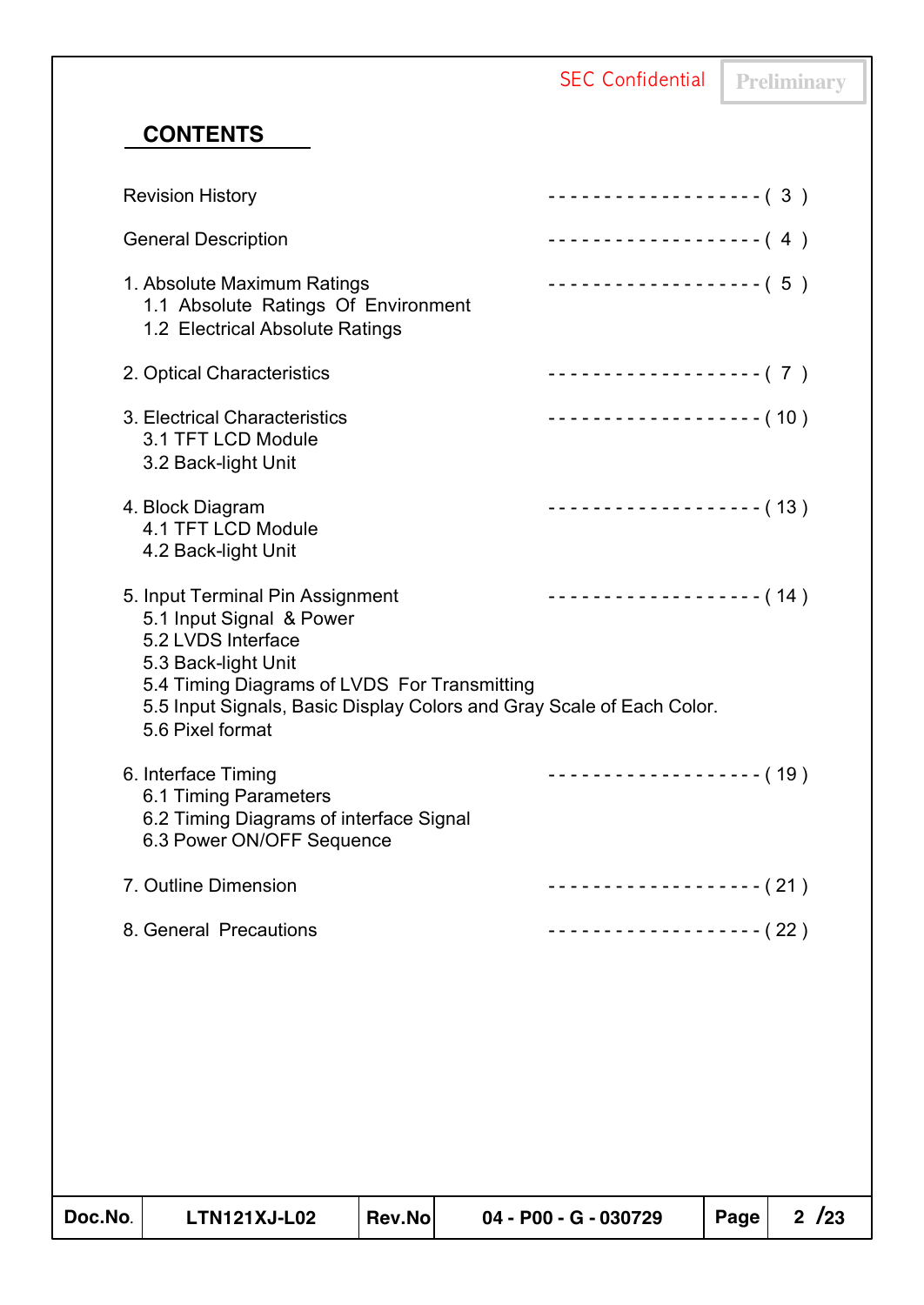## CONTENTS

Revision History -------------------- ( 3 )

General Description -------------------- ( 4 )

1. Absolute Maximum Ratings -------------------- ( 5 )
   1.1 Absolute Ratings Of Environment
   1.2 Electrical Absolute Ratings

2. Optical Characteristics -------------------- ( 7 )

3. Electrical Characteristics -------------------- ( 10 )
   3.1 TFT LCD Module
   3.2 Back-light Unit

4. Block Diagram -------------------- ( 13 )
   4.1 TFT LCD Module
   4.2 Back-light Unit

5. Input Terminal Pin Assignment -------------------- ( 14 )
   5.1 Input Signal & Power
   5.2 LVDS Interface
   5.3 Back-light Unit
   5.4 Timing Diagrams of LVDS For Transmitting
   5.5 Input Signals, Basic Display Colors and Gray Scale of Each Color.
   5.6 Pixel format

6. Interface Timing -------------------- ( 19 )
   6.1 Timing Parameters
   6.2 Timing Diagrams of interface Signal
   6.3 Power ON/OFF Sequence

7. Outline Dimension -------------------- ( 21 )

8. General Precautions -------------------- ( 22 )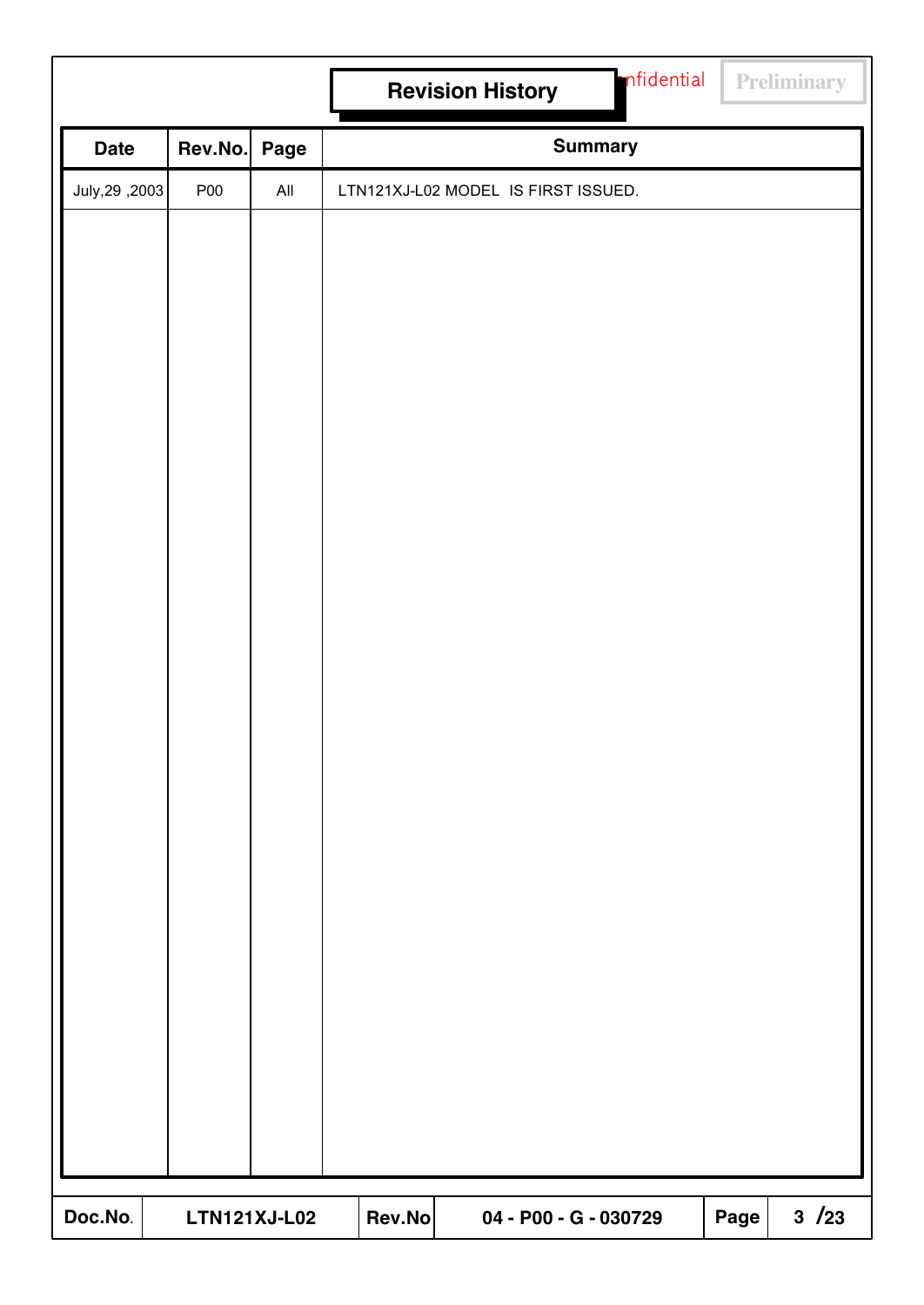# Revision History

| Date | Rev.No. | Page | Summary |
| --- | --- | --- | --- |
| July,29 ,2003 | P00 | All | LTN121XJ-L02 MODEL IS FIRST ISSUED. |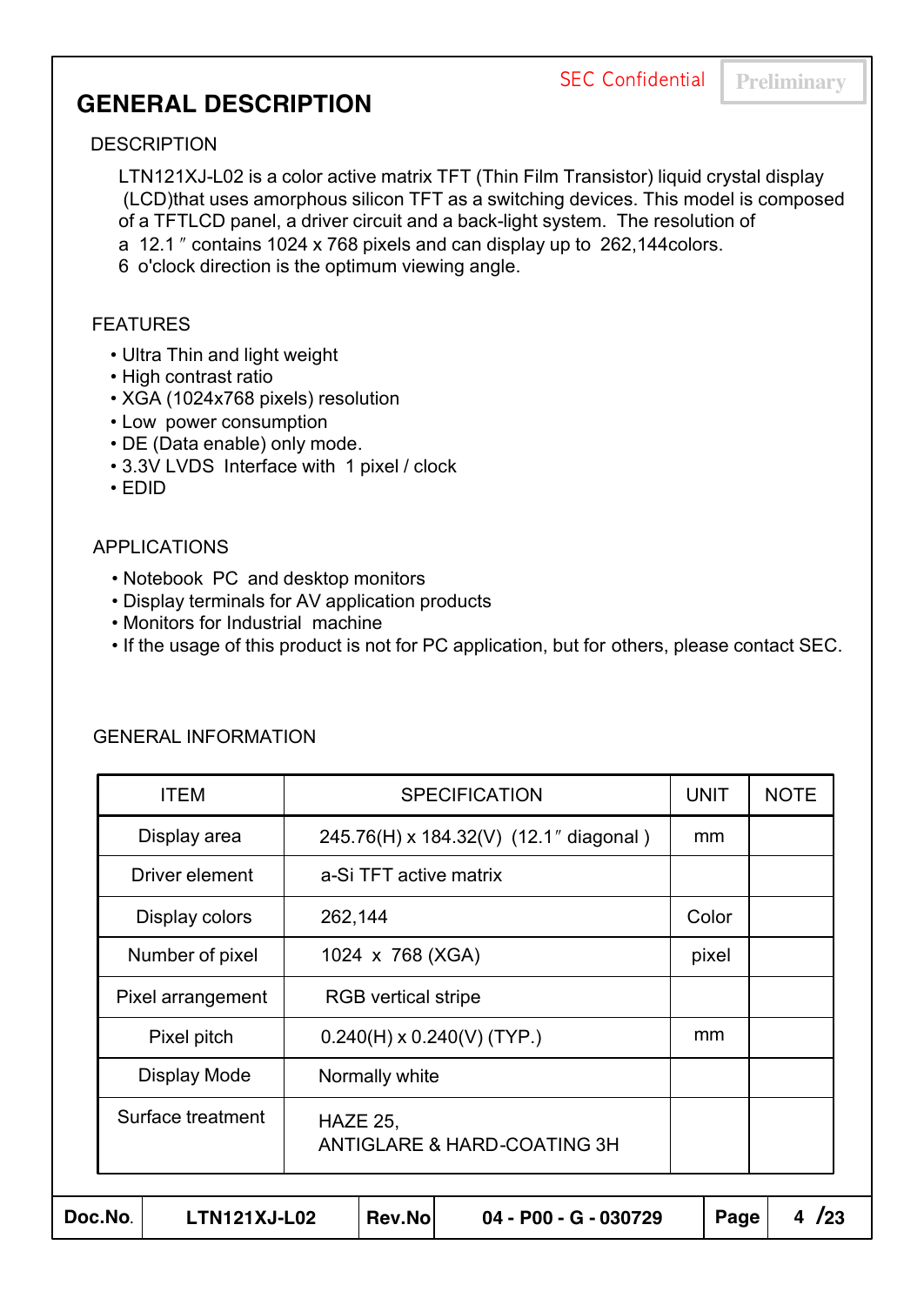SEC Confidential | Preliminary

# GENERAL DESCRIPTION

## DESCRIPTION

LTN121XJ-L02 is a color active matrix TFT (Thin Film Transistor) liquid crystal display (LCD)that uses amorphous silicon TFT as a switching devices. This model is composed of a TFTLCD panel, a driver circuit and a back-light system. The resolution of a 12.1″ contains 1024 x 768 pixels and can display up to 262,144colors.
6 o'clock direction is the optimum viewing angle.

## FEATURES

- Ultra Thin and light weight
- High contrast ratio
- XGA (1024x768 pixels) resolution
- Low power consumption
- DE (Data enable) only mode.
- 3.3V LVDS Interface with 1 pixel / clock
- EDID

## APPLICATIONS

- Notebook PC and desktop monitors
- Display terminals for AV application products
- Monitors for Industrial machine
- If the usage of this product is not for PC application, but for others, please contact SEC.

## GENERAL INFORMATION

| ITEM | SPECIFICATION | UNIT | NOTE |
|---|---|---|---|
| Display area | 245.76(H) x 184.32(V) (12.1″ diagonal ) | mm | |
| Driver element | a-Si TFT active matrix | | |
| Display colors | 262,144 | Color | |
| Number of pixel | 1024 x 768 (XGA) | pixel | |
| Pixel arrangement | RGB vertical stripe | | |
| Pixel pitch | 0.240(H) x 0.240(V) (TYP.) | mm | |
| Display Mode | Normally white | | |
| Surface treatment | HAZE 25,<br>ANTIGLARE & HARD-COATING 3H | | |

| Doc.No. | LTN121XJ-L02 | Rev.No | 04 - P00 - G - 030729 |
|---|---|---|---|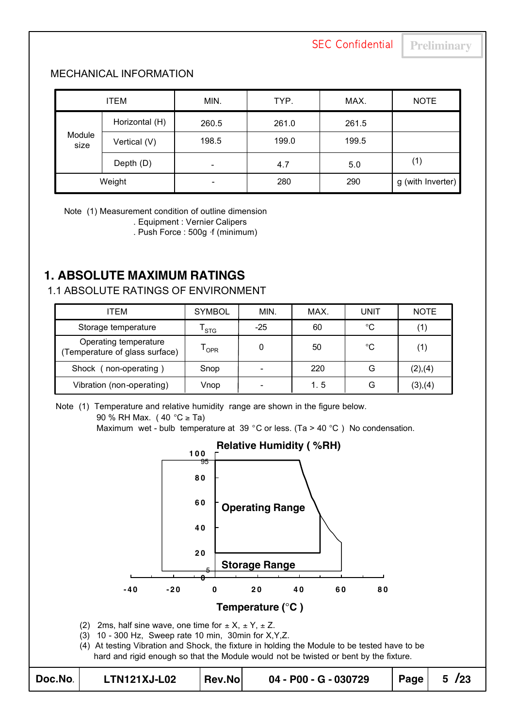SEC Confidential Preliminary

MECHANICAL INFORMATION

| ITEM | | MIN. | TYP. | MAX. | NOTE |
|---|---|---|---|---|---|
| Module size | Horizontal (H) | 260.5 | 261.0 | 261.5 | |
| | Vertical (V) | 198.5 | 199.0 | 199.5 | |
| | Depth (D) | - | 4.7 | 5.0 | (1) |
| Weight | | - | 280 | 290 | g (with Inverter) |

Note (1) Measurement condition of outline dimension
. Equipment : Vernier Calipers
. Push Force : 500g ·f (minimum)

# 1. ABSOLUTE MAXIMUM RATINGS

## 1.1 ABSOLUTE RATINGS OF ENVIRONMENT

| ITEM | SYMBOL | MIN. | MAX. | UNIT | NOTE |
|---|---|---|---|---|---|
| Storage temperature | $T_{STG}$ | -25 | 60 | °C | (1) |
| Operating temperature (Temperature of glass surface) | $T_{OPR}$ | 0 | 50 | °C | (1) |
| Shock ( non-operating ) | Snop | - | 220 | G | (2),(4) |
| Vibration (non-operating) | Vnop | - | 1. 5 | G | (3),(4) |

Note (1) Temperature and relative humidity range are shown in the figure below.
90 % RH Max. ( 40 °C ≥ Ta)
Maximum wet - bulb temperature at 39 °C or less. (Ta > 40 °C ) No condensation.

Relative Humidity ( %RH)
100
95
80
60
40
20
5
0
Operating Range
Storage Range
-40
-20
0
20
40
60
80
Temperature (°C )

(2) 2ms, half sine wave, one time for ± X, ± Y, ± Z.
(3) 10 - 300 Hz, Sweep rate 10 min, 30min for X,Y,Z.
(4) At testing Vibration and Shock, the fixture in holding the Module to be tested have to be hard and rigid enough so that the Module would not be twisted or bent by the fixture.

| Doc.No. | LTN121XJ-L02 | Rev.No | 04 - P00 - G - 030729 |
|---|---|---|---|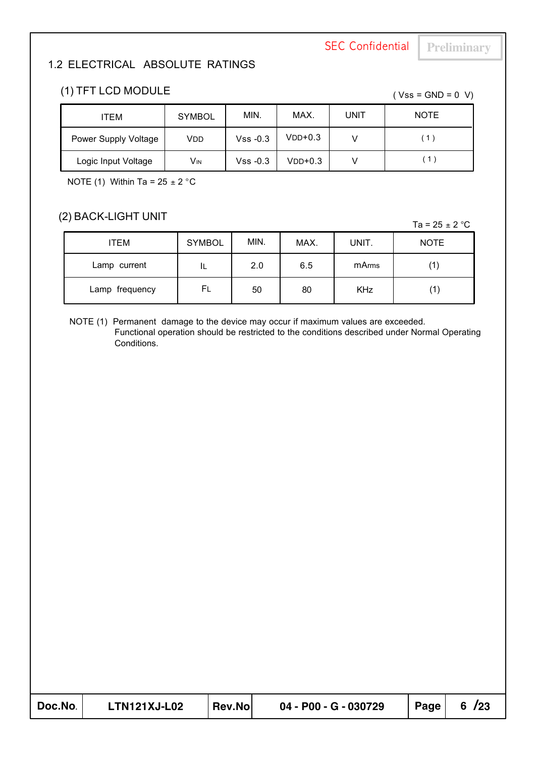## 1.2 ELECTRICAL ABSOLUTE RATINGS

### (1) TFT LCD MODULE

( Vss = GND = 0 V)

| ITEM | SYMBOL | MIN. | MAX. | UNIT | NOTE |
|---|---|---|---|---|---|
| Power Supply Voltage | $V_{DD}$ | Vss -0.3 | $V_{DD}$+0.3 | V | ( 1 ) |
| Logic Input Voltage | $V_{IN}$ | Vss -0.3 | $V_{DD}$+0.3 | V | ( 1 ) |

NOTE (1) Within Ta = 25 ± 2 °C

### (2) BACK-LIGHT UNIT

Ta = 25 ± 2 °C

| ITEM | SYMBOL | MIN. | MAX. | UNIT. | NOTE |
|---|---|---|---|---|---|
| Lamp current | $I_L$ | 2.0 | 6.5 | mArms | (1) |
| Lamp frequency | $F_L$ | 50 | 80 | KHz | (1) |

NOTE (1) Permanent damage to the device may occur if maximum values are exceeded.
Functional operation should be restricted to the conditions described under Normal Operating Conditions.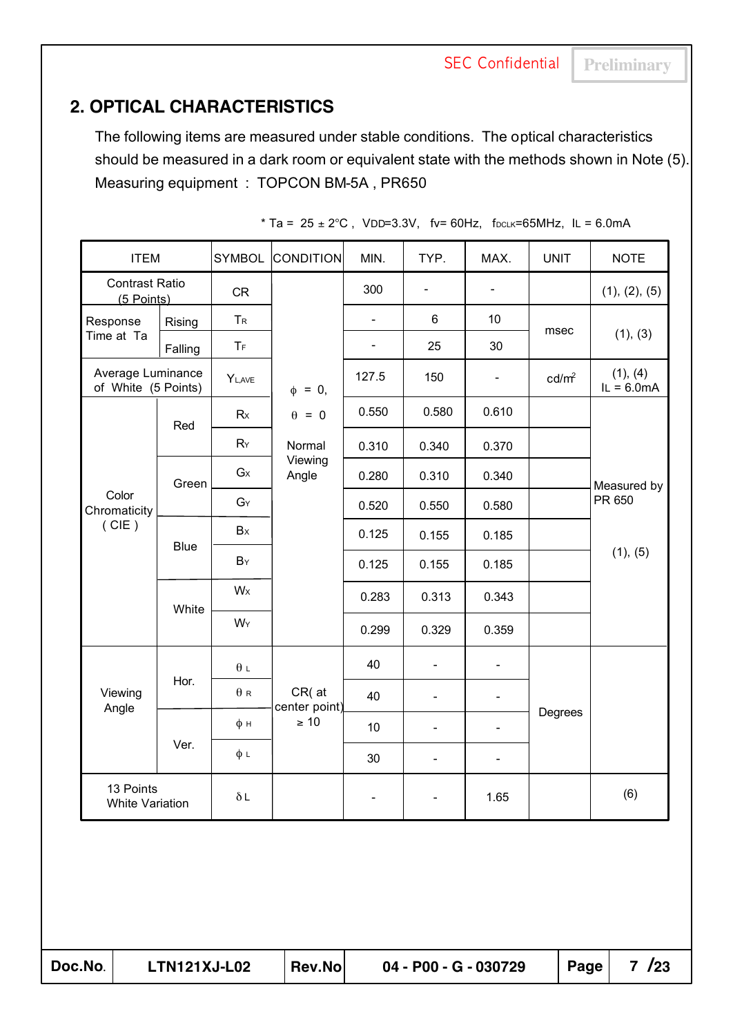## 2. OPTICAL CHARACTERISTICS

The following items are measured under stable conditions. The optical characteristics should be measured in a dark room or equivalent state with the methods shown in Note (5).
Measuring equipment : TOPCON BM-5A , PR650

* Ta = 25 ± 2°C , $V_{DD}$=3.3V, fv= 60Hz, $f_{DCLK}$=65MHz, $I_L$ = 6.0mA

| ITEM | | SYMBOL | CONDITION | MIN. | TYP. | MAX. | UNIT | NOTE |
|---|---|---|---|---|---|---|---|---|
| Contrast Ratio (5 Points) | | CR | $\phi$ = 0, $\theta$ = 0 Normal Viewing Angle | 300 | - | - | | (1), (2), (5) |
| Response Time at Ta | Rising | $T_R$ | | - | 6 | 10 | msec | (1), (3) |
| | Falling | $T_F$ | | - | 25 | 30 | | |
| Average Luminance of White (5 Points) | | $Y_{LAVE}$ | | 127.5 | 150 | - | cd/m² | (1), (4) $I_L$ = 6.0mA |
| Color Chromaticity ( CIE ) | Red | $R_X$ | | 0.550 | 0.580 | 0.610 | | Measured by PR 650 (1), (5) |
| | | $R_Y$ | | 0.310 | 0.340 | 0.370 | | |
| | Green | $G_X$ | | 0.280 | 0.310 | 0.340 | | |
| | | $G_Y$ | | 0.520 | 0.550 | 0.580 | | |
| | Blue | $B_X$ | | 0.125 | 0.155 | 0.185 | | |
| | | $B_Y$ | | 0.125 | 0.155 | 0.185 | | |
| | White | $W_X$ | | 0.283 | 0.313 | 0.343 | | |
| | | $W_Y$ | | 0.299 | 0.329 | 0.359 | | |
| Viewing Angle | Hor. | $\theta_L$ | CR( at center point) ≥ 10 | 40 | - | - | Degrees | |
| | | $\theta_R$ | | 40 | - | - | | |
| | Ver. | $\phi_H$ | | 10 | - | - | | |
| | | $\phi_L$ | | 30 | - | - | | |
| 13 Points White Variation | | $\delta L$ | | - | - | 1.65 | | (6) |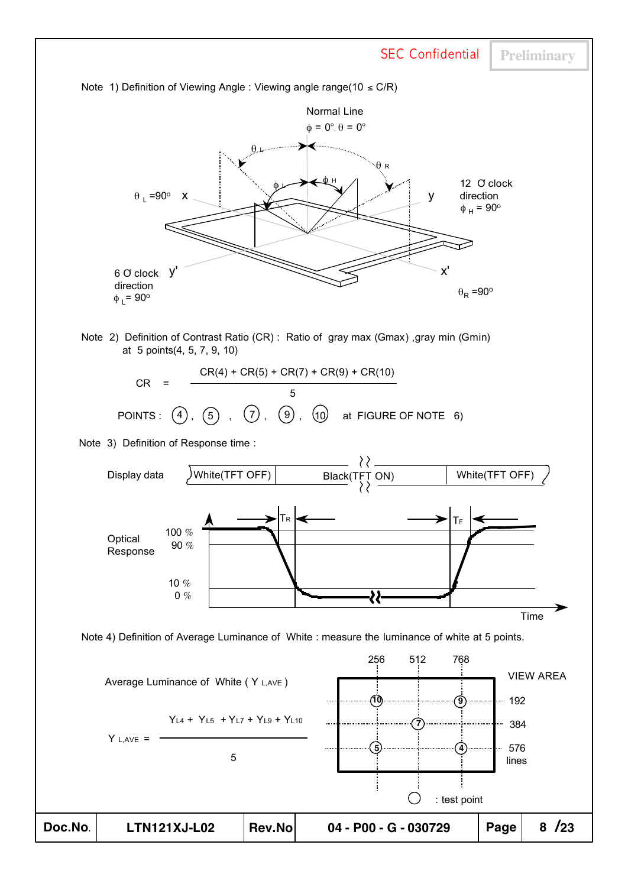Note 1) Definition of Viewing Angle : Viewing angle range($10 \leq C/R$)

Normal Line

$\phi = 0°, \theta = 0°$

$\theta_L$

$\theta_R$

$\phi_L$

$\phi_H$

$\theta_L = 90°$ x

y

12 O'clock direction

$\phi_H = 90°$

6 O'clock direction

$\phi_L = 90°$

y'

x'

$\theta_R = 90°$

Note 2) Definition of Contrast Ratio (CR) : Ratio of gray max (Gmax) ,gray min (Gmin) at 5 points(4, 5, 7, 9, 10)

$$CR = \frac{CR(4) + CR(5) + CR(7) + CR(9) + CR(10)}{5}$$

POINTS : ④, ⑤, ⑦, ⑨, ⑩ at FIGURE OF NOTE 6)

Note 3) Definition of Response time :

Display data

White(TFT OFF)

Black(TFT ON)

White(TFT OFF)

Optical Response

100 %

90 %

10 %

0 %

$T_R$

$T_F$

Time

Note 4) Definition of Average Luminance of White : measure the luminance of white at 5 points.

Average Luminance of White ( $Y_{L,AVE}$ )

$$Y_{L,AVE} = \frac{Y_{L4} + Y_{L5} + Y_{L7} + Y_{L9} + Y_{L10}}{5}$$

256

512

768

VIEW AREA

⑩

⑨

⑦

⑤

④

192

384

576 lines

○ : test point

| | | | | | |
|---|---|---|---|---|---|
| Doc.No. | LTN121XJ-L02 | Rev.No | 04 - P00 - G - 030729 | Page | 8 /23 |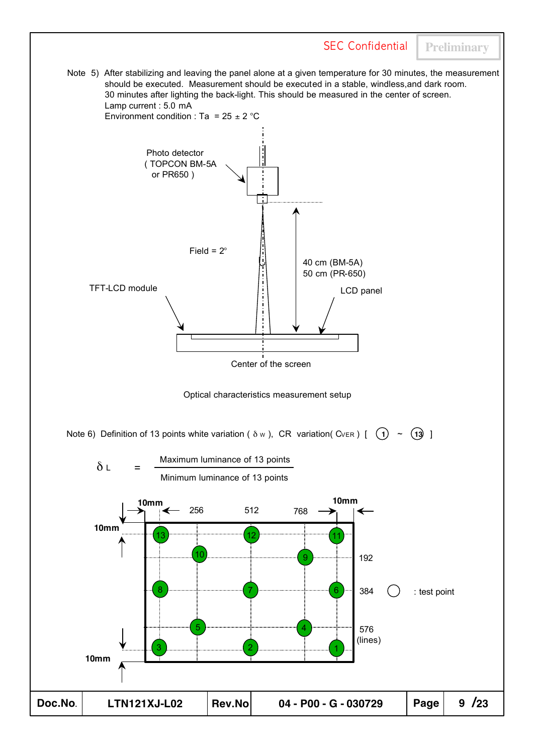Note 5) After stabilizing and leaving the panel alone at a given temperature for 30 minutes, the measurement should be executed. Measurement should be executed in a stable, windless,and dark room. 30 minutes after lighting the back-light. This should be measured in the center of screen.
Lamp current : 5.0 mA
Environment condition : Ta = 25 ± 2 °C

Photo detector
( TOPCON BM-5A
or PR650 )

Field = 2°

40 cm (BM-5A)
50 cm (PR-650)

TFT-LCD module

LCD panel

Center of the screen

Optical characteristics measurement setup

Note 6) Definition of 13 points white variation ( $\delta_W$ ), CR variation( $C_{VER}$ ) [ ① ~ ⑬ ]

$$\delta_L = \frac{\text{Maximum luminance of 13 points}}{\text{Minimum luminance of 13 points}}$$

10mm
256
512
768
10mm
10mm
192
384
: test point
576
(lines)
10mm
13 12 11
10 9
8 7 6
5 4
3 2 1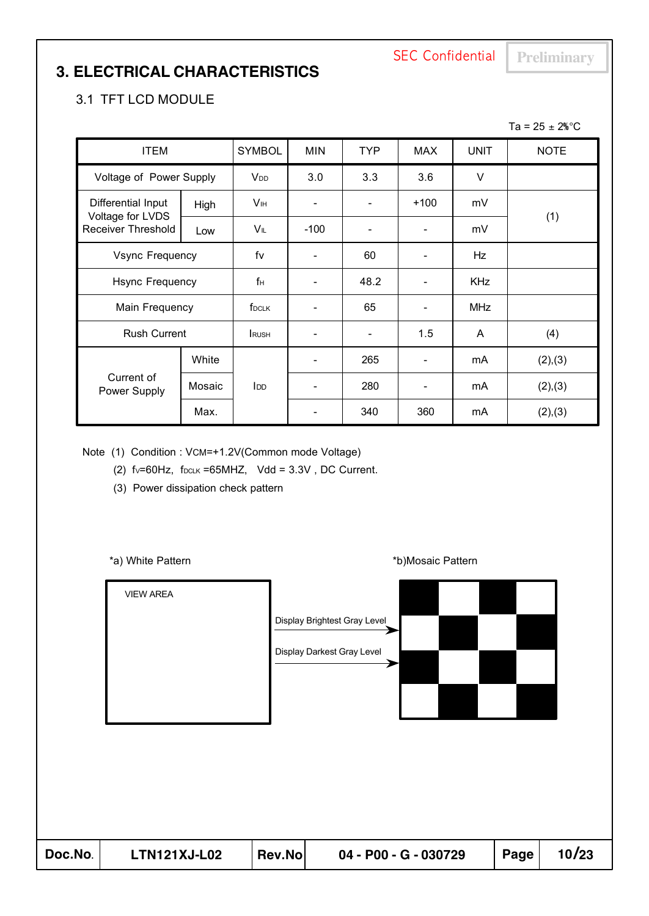SEC Confidential | Preliminary

# 3. ELECTRICAL CHARACTERISTICS

## 3.1 TFT LCD MODULE

Ta = 25 ± 2°C

| ITEM | | SYMBOL | MIN | TYP | MAX | UNIT | NOTE |
|---|---|---|---|---|---|---|---|
| Voltage of Power Supply | | $V_{DD}$ | 3.0 | 3.3 | 3.6 | V | |
| Differential Input Voltage for LVDS Receiver Threshold | High | $V_{IH}$ | - | - | +100 | mV | (1) |
| | Low | $V_{IL}$ | -100 | - | - | mV | |
| Vsync Frequency | | fv | - | 60 | - | Hz | |
| Hsync Frequency | | $f_H$ | - | 48.2 | - | KHz | |
| Main Frequency | | $f_{DCLK}$ | - | 65 | - | MHz | |
| Rush Current | | $I_{RUSH}$ | - | - | 1.5 | A | (4) |
| Current of Power Supply | White | $I_{DD}$ | - | 265 | - | mA | (2),(3) |
| | Mosaic | | - | 280 | - | mA | (2),(3) |
| | Max. | | - | 340 | 360 | mA | (2),(3) |

Note (1) Condition : $V_{CM}$=+1.2V(Common mode Voltage)

(2) $f_V$=60Hz, $f_{DCLK}$ =65MHZ, Vdd = 3.3V , DC Current.

(3) Power dissipation check pattern

*a) White Pattern

VIEW AREA

*b)Mosaic Pattern

Display Brightest Gray Level

Display Darkest Gray Level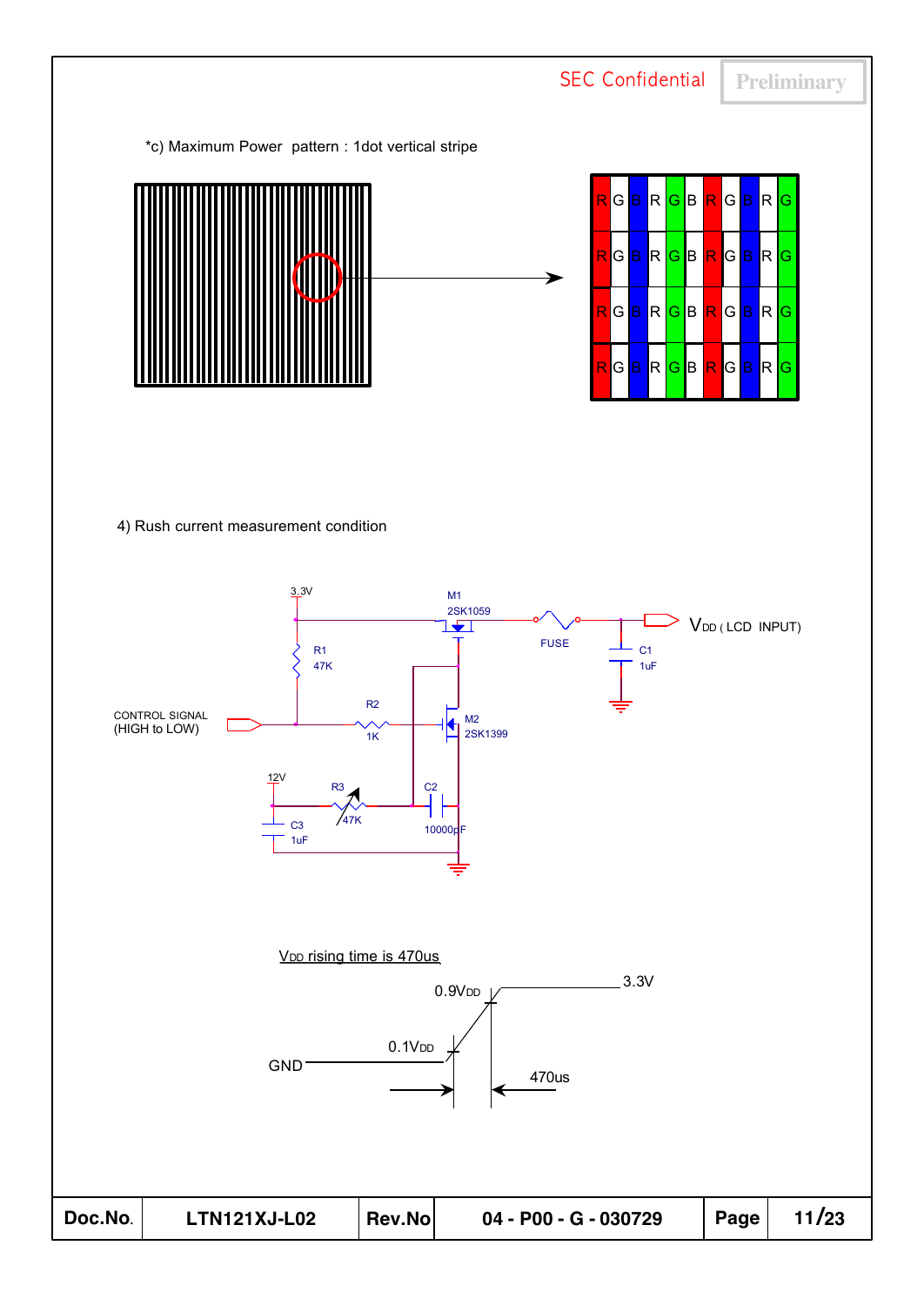SEC Confidential Preliminary

*c) Maximum Power pattern : 1dot vertical stripe

R G B R G B R G B R G
R G B R G B R G B R G
R G B R G B R G B R G
R G B R G B R G B R G

4) Rush current measurement condition

3.3V
M1
2SK1059
FUSE
$V_{DD}$ ( LCD INPUT)
C1
1uF
R1
47K
CONTROL SIGNAL
(HIGH to LOW)
R2
1K
M2
2SK1399
12V
R3
47K
C2
10000pF
C3
1uF

$V_{DD}$ rising time is 470us

0.9$V_{DD}$
3.3V
0.1$V_{DD}$
GND
470us

| Doc.No. | LTN121XJ-L02 | Rev.No | 04 - P00 - G - 030729 | Page | 11/23 |
|---|---|---|---|---|---|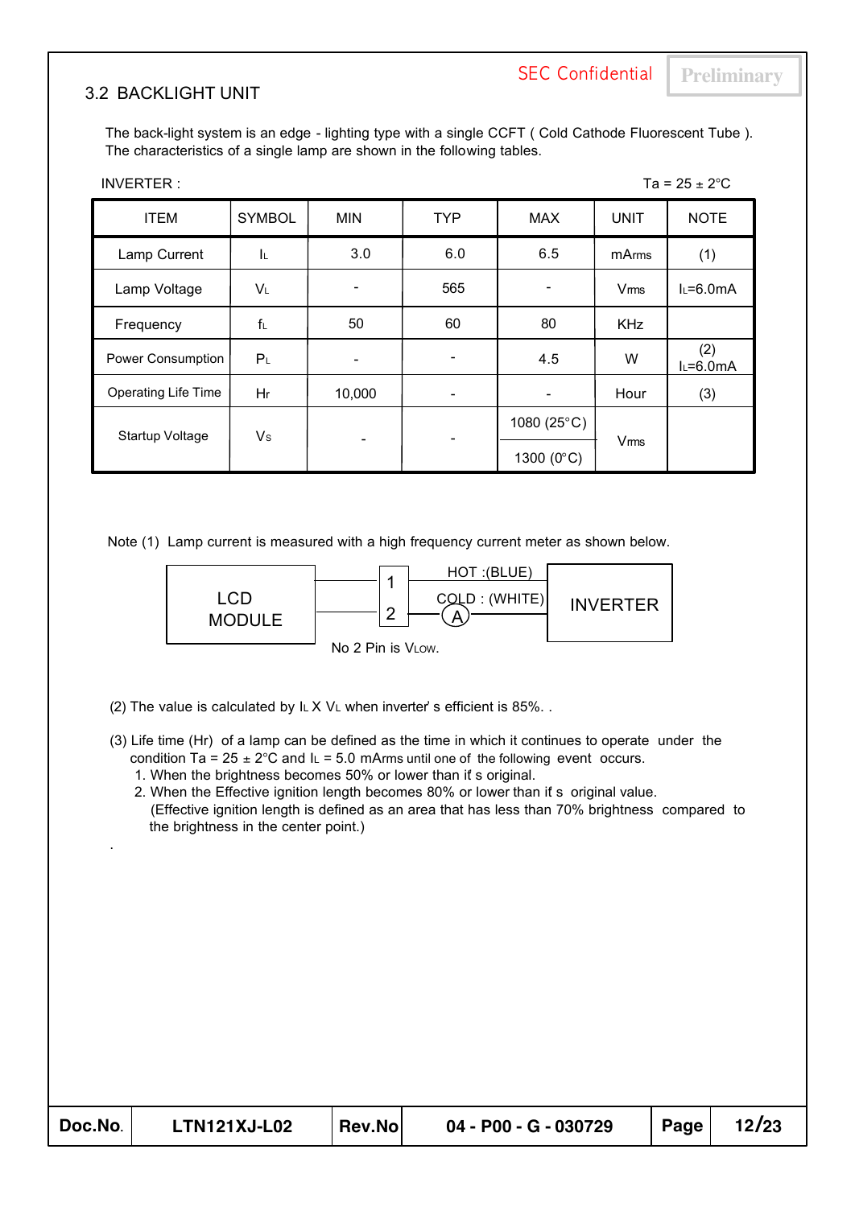SEC Confidential | Preliminary

## 3.2 BACKLIGHT UNIT

The back-light system is an edge - lighting type with a single CCFT ( Cold Cathode Fluorescent Tube ). The characteristics of a single lamp are shown in the following tables.

INVERTER : $Ta = 25 \pm 2°C$

| ITEM | SYMBOL | MIN | TYP | MAX | UNIT | NOTE |
|---|---|---|---|---|---|---|
| Lamp Current | $I_L$ | 3.0 | 6.0 | 6.5 | mArms | (1) |
| Lamp Voltage | $V_L$ | - | 565 | - | Vrms | $I_L$=6.0mA |
| Frequency | $f_L$ | 50 | 60 | 80 | KHz | |
| Power Consumption | $P_L$ | - | - | 4.5 | W | (2) $I_L$=6.0mA |
| Operating Life Time | Hr | 10,000 | - | - | Hour | (3) |
| Startup Voltage | $V_S$ | - | - | 1080 (25°C) / 1300 (0°C) | Vrms | |

Note (1) Lamp current is measured with a high frequency current meter as shown below.

LCD MODULE
1
2
HOT :(BLUE)
COLD : (WHITE)
A
INVERTER
No 2 Pin is $V_{LOW}$.

(2) The value is calculated by $I_L$ X $V_L$ when inverter's efficient is 85%. .

(3) Life time (Hr) of a lamp can be defined as the time in which it continues to operate under the condition $Ta = 25 \pm 2°C$ and $I_L$ = 5.0 mArms until one of the following event occurs.
1. When the brightness becomes 50% or lower than it's original.
2. When the Effective ignition length becomes 80% or lower than it's original value.
(Effective ignition length is defined as an area that has less than 70% brightness compared to the brightness in the center point.)

| Doc.No. | LTN121XJ-L02 | Rev.No | 04 - P00 - G - 030729 | Page | 12/23 |
|---|---|---|---|---|---|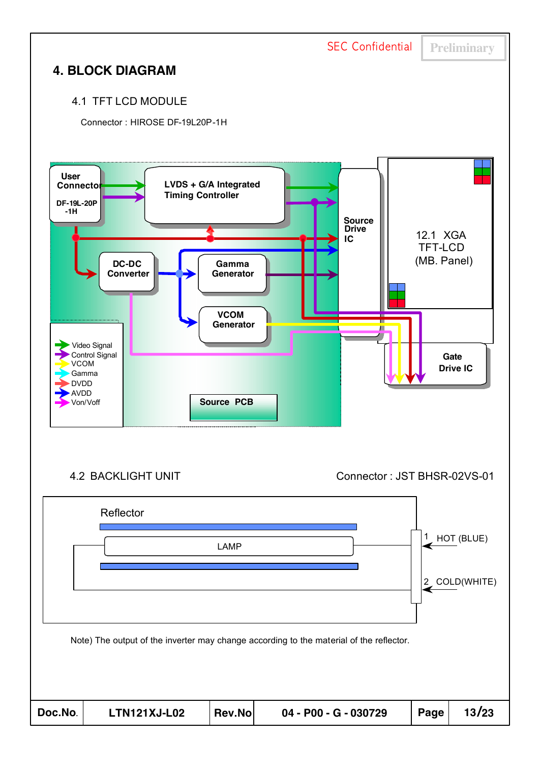SEC Confidential | Preliminary

# 4. BLOCK DIAGRAM

## 4.1 TFT LCD MODULE

Connector : HIROSE DF-19L20P-1H

User Connector

DF-19L-20P -1H

LVDS + G/A Integrated Timing Controller

DC-DC Converter

Gamma Generator

VCOM Generator

Source Drive IC

12.1 XGA TFT-LCD (MB. Panel)

Gate Drive IC

Source PCB

Video Signal
Control Signal
VCOM
Gamma
DVDD
AVDD
Von/Voff

## 4.2 BACKLIGHT UNIT

Connector : JST BHSR-02VS-01

Reflector

LAMP

1 HOT (BLUE)

2 COLD(WHITE)

Note) The output of the inverter may change according to the material of the reflector.

| Doc.No. | LTN121XJ-L02 | Rev.No | 04 - P00 - G - 030729 | Page | 13/23 |
|---|---|---|---|---|---|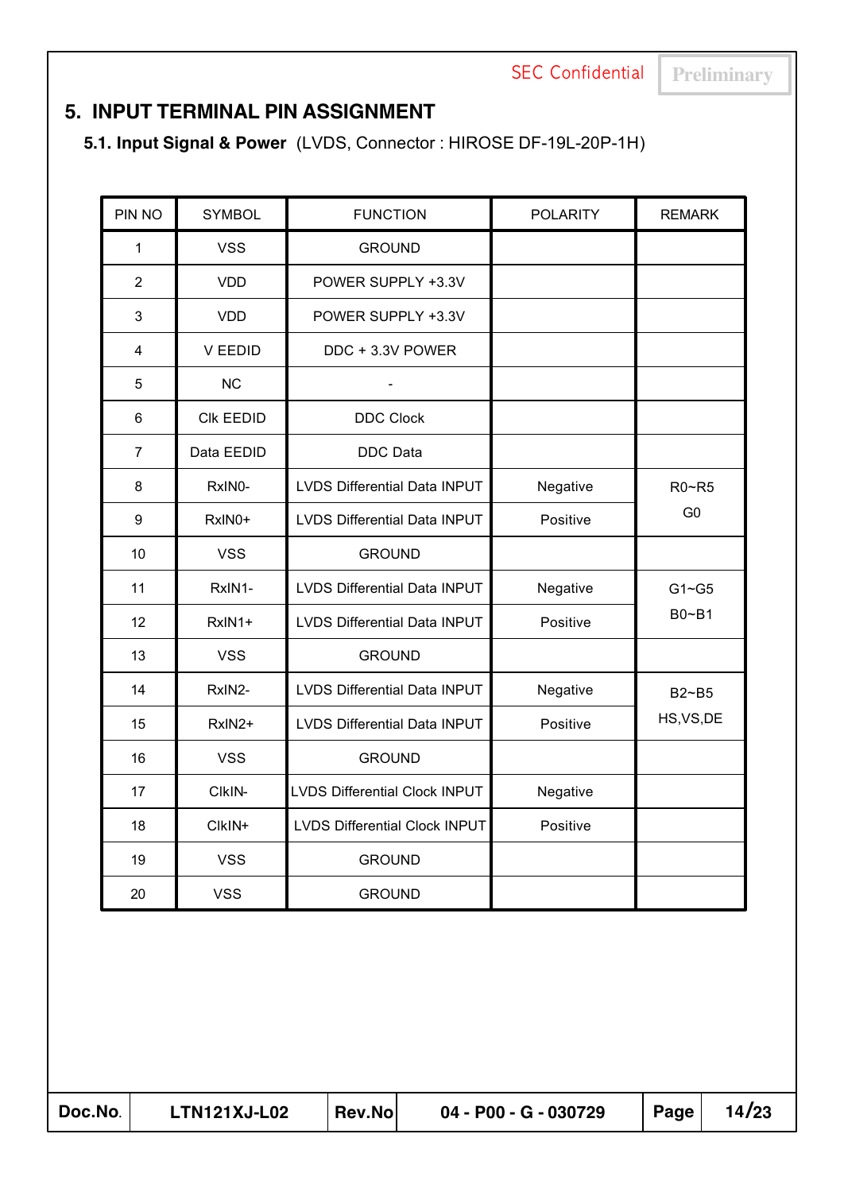# 5. INPUT TERMINAL PIN ASSIGNMENT

## 5.1. Input Signal & Power (LVDS, Connector : HIROSE DF-19L-20P-1H)

| PIN NO | SYMBOL | FUNCTION | POLARITY | REMARK |
|---|---|---|---|---|
| 1 | VSS | GROUND | | |
| 2 | VDD | POWER SUPPLY +3.3V | | |
| 3 | VDD | POWER SUPPLY +3.3V | | |
| 4 | V EEDID | DDC + 3.3V POWER | | |
| 5 | NC | - | | |
| 6 | Clk EEDID | DDC Clock | | |
| 7 | Data EEDID | DDC Data | | |
| 8 | RxIN0- | LVDS Differential Data INPUT | Negative | R0~R5 G0 |
| 9 | RxIN0+ | LVDS Differential Data INPUT | Positive | |
| 10 | VSS | GROUND | | |
| 11 | RxIN1- | LVDS Differential Data INPUT | Negative | G1~G5 B0~B1 |
| 12 | RxIN1+ | LVDS Differential Data INPUT | Positive | |
| 13 | VSS | GROUND | | |
| 14 | RxIN2- | LVDS Differential Data INPUT | Negative | B2~B5 HS,VS,DE |
| 15 | RxIN2+ | LVDS Differential Data INPUT | Positive | |
| 16 | VSS | GROUND | | |
| 17 | ClkIN- | LVDS Differential Clock INPUT | Negative | |
| 18 | ClkIN+ | LVDS Differential Clock INPUT | Positive | |
| 19 | VSS | GROUND | | |
| 20 | VSS | GROUND | | |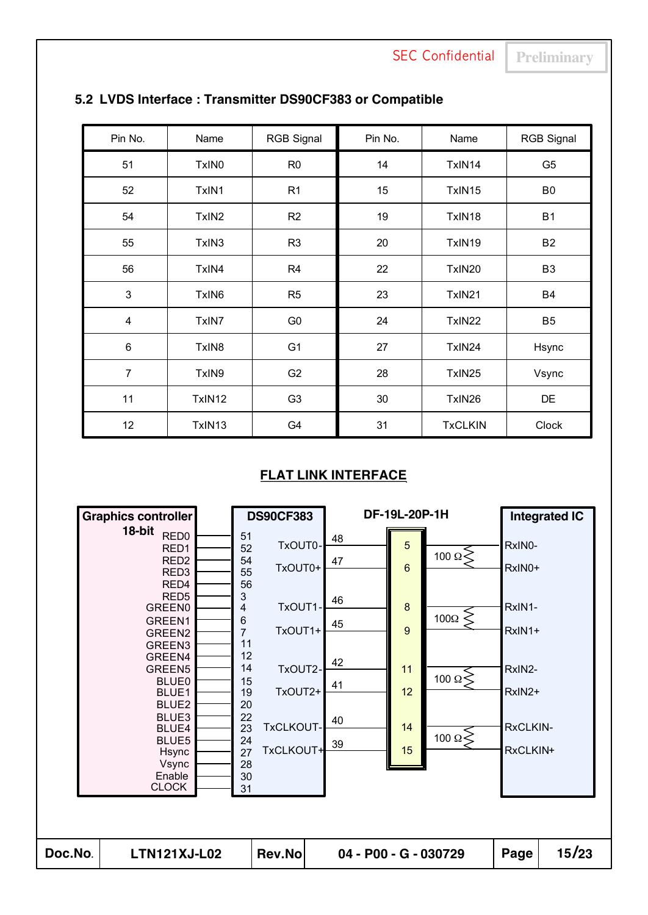SEC Confidential Preliminary

### 5.2 LVDS Interface : Transmitter DS90CF383 or Compatible

| Pin No. | Name | RGB Signal | Pin No. | Name | RGB Signal |
|---|---|---|---|---|---|
| 51 | TxIN0 | R0 | 14 | TxIN14 | G5 |
| 52 | TxIN1 | R1 | 15 | TxIN15 | B0 |
| 54 | TxIN2 | R2 | 19 | TxIN18 | B1 |
| 55 | TxIN3 | R3 | 20 | TxIN19 | B2 |
| 56 | TxIN4 | R4 | 22 | TxIN20 | B3 |
| 3 | TxIN6 | R5 | 23 | TxIN21 | B4 |
| 4 | TxIN7 | G0 | 24 | TxIN22 | B5 |
| 6 | TxIN8 | G1 | 27 | TxIN24 | Hsync |
| 7 | TxIN9 | G2 | 28 | TxIN25 | Vsync |
| 11 | TxIN12 | G3 | 30 | TxIN26 | DE |
| 12 | TxIN13 | G4 | 31 | TxCLKIN | Clock |

**FLAT LINK INTERFACE**

Graphics controller 18-bit
RED0
RED1
RED2
RED3
RED4
RED5
GREEN0
GREEN1
GREEN2
GREEN3
GREEN4
GREEN5
BLUE0
BLUE1
BLUE2
BLUE3
BLUE4
BLUE5
Hsync
Vsync
Enable
CLOCK

DS90CF383
51 52 54 55 56 3 4 6 7 11 12 14 15 19 20 22 23 24 27 28 30 31
TxOUT0- 48
TxOUT0+ 47
TxOUT1- 46
TxOUT1+ 45
TxOUT2- 42
TxOUT2+ 41
TxCLKOUT- 40
TxCLKOUT+ 39

DF-19L-20P-1H
5
6
8
9
11
12
14
15

100 Ω
100Ω
100 Ω
100 Ω

Integrated IC
RxIN0-
RxIN0+
RxIN1-
RxIN1+
RxIN2-
RxIN2+
RxCLKIN-
RxCLKIN+

| Doc.No. | LTN121XJ-L02 | Rev.No | 04 - P00 - G - 030729 |
|---|---|---|---|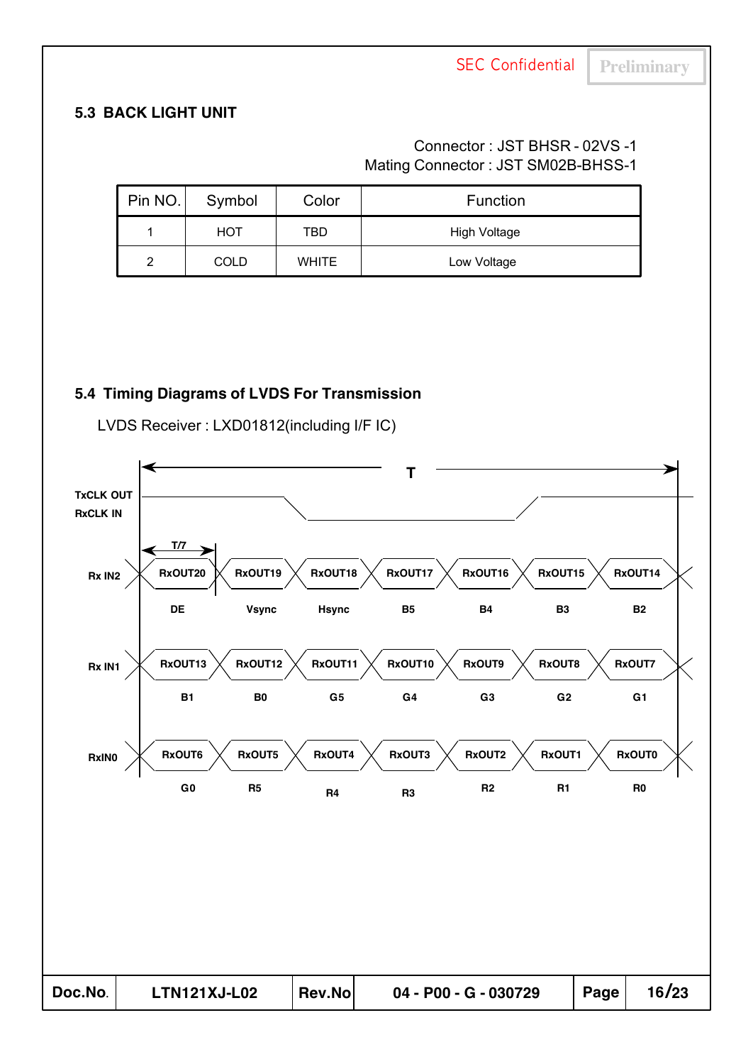## 5.3 BACK LIGHT UNIT

Connector : JST BHSR - 02VS -1
Mating Connector : JST SM02B-BHSS-1

| Pin NO. | Symbol | Color | Function |
|---|---|---|---|
| 1 | HOT | TBD | High Voltage |
| 2 | COLD | WHITE | Low Voltage |

## 5.4 Timing Diagrams of LVDS For Transmission

LVDS Receiver : LXD01812(including I/F IC)

T

TxCLK OUT
RxCLK IN

T/7

Rx IN2
RxOUT20 RxOUT19 RxOUT18 RxOUT17 RxOUT16 RxOUT15 RxOUT14
DE Vsync Hsync B5 B4 B3 B2

Rx IN1
RxOUT13 RxOUT12 RxOUT11 RxOUT10 RxOUT9 RxOUT8 RxOUT7
B1 B0 G5 G4 G3 G2 G1

RxIN0
RxOUT6 RxOUT5 RxOUT4 RxOUT3 RxOUT2 RxOUT1 RxOUT0
G0 R5 R4 R3 R2 R1 R0

| Doc.No. | LTN121XJ-L02 | Rev.No | 04 - P00 - G - 030729 | Page | 16/23 |
|---|---|---|---|---|---|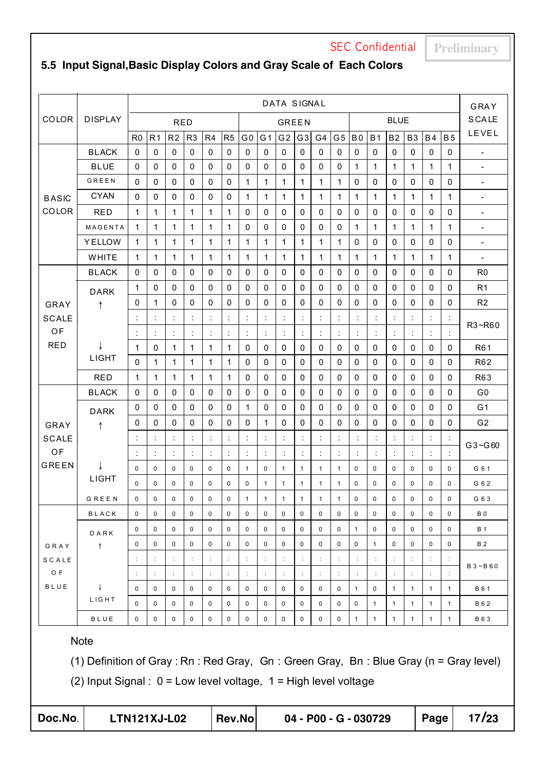SEC Confidential Preliminary

### 5.5 Input Signal,Basic Display Colors and Gray Scale of Each Colors

| COLOR | DISPLAY | DATA SIGNAL | | | | | | | | | | | | | | | | | | GRAY SCALE LEVEL |
|---|---|---|---|---|---|---|---|---|---|---|---|---|---|---|---|---|---|---|---|---|
| | | RED | | | | | | GREEN | | | | | | BLUE | | | | | | |
| | | R0 | R1 | R2 | R3 | R4 | R5 | G0 | G1 | G2 | G3 | G4 | G5 | B0 | B1 | B2 | B3 | B4 | B5 | |
| BASIC COLOR | BLACK | 0 | 0 | 0 | 0 | 0 | 0 | 0 | 0 | 0 | 0 | 0 | 0 | 0 | 0 | 0 | 0 | 0 | 0 | - |
| | BLUE | 0 | 0 | 0 | 0 | 0 | 0 | 0 | 0 | 0 | 0 | 0 | 0 | 1 | 1 | 1 | 1 | 1 | 1 | - |
| | GREEN | 0 | 0 | 0 | 0 | 0 | 0 | 1 | 1 | 1 | 1 | 1 | 1 | 0 | 0 | 0 | 0 | 0 | 0 | - |
| | CYAN | 0 | 0 | 0 | 0 | 0 | 0 | 1 | 1 | 1 | 1 | 1 | 1 | 1 | 1 | 1 | 1 | 1 | 1 | - |
| | RED | 1 | 1 | 1 | 1 | 1 | 1 | 0 | 0 | 0 | 0 | 0 | 0 | 0 | 0 | 0 | 0 | 0 | 0 | - |
| | MAGENTA | 1 | 1 | 1 | 1 | 1 | 1 | 0 | 0 | 0 | 0 | 0 | 0 | 1 | 1 | 1 | 1 | 1 | 1 | - |
| | YELLOW | 1 | 1 | 1 | 1 | 1 | 1 | 1 | 1 | 1 | 1 | 1 | 1 | 0 | 0 | 0 | 0 | 0 | 0 | - |
| | WHITE | 1 | 1 | 1 | 1 | 1 | 1 | 1 | 1 | 1 | 1 | 1 | 1 | 1 | 1 | 1 | 1 | 1 | 1 | - |
| GRAY SCALE OF RED | BLACK | 0 | 0 | 0 | 0 | 0 | 0 | 0 | 0 | 0 | 0 | 0 | 0 | 0 | 0 | 0 | 0 | 0 | 0 | R0 |
| | DARK | 1 | 0 | 0 | 0 | 0 | 0 | 0 | 0 | 0 | 0 | 0 | 0 | 0 | 0 | 0 | 0 | 0 | 0 | R1 |
| | ↑ | 0 | 1 | 0 | 0 | 0 | 0 | 0 | 0 | 0 | 0 | 0 | 0 | 0 | 0 | 0 | 0 | 0 | 0 | R2 |
| | | : | : | : | : | : | : | : | : | : | : | : | : | : | : | : | : | : | : | R3~R60 |
| | | : | : | : | : | : | : | : | : | : | : | : | : | : | : | : | : | : | : | |
| | ↓ | 1 | 0 | 1 | 1 | 1 | 1 | 0 | 0 | 0 | 0 | 0 | 0 | 0 | 0 | 0 | 0 | 0 | 0 | R61 |
| | LIGHT | 0 | 1 | 1 | 1 | 1 | 1 | 0 | 0 | 0 | 0 | 0 | 0 | 0 | 0 | 0 | 0 | 0 | 0 | R62 |
| | RED | 1 | 1 | 1 | 1 | 1 | 1 | 0 | 0 | 0 | 0 | 0 | 0 | 0 | 0 | 0 | 0 | 0 | 0 | R63 |
| GRAY SCALE OF GREEN | BLACK | 0 | 0 | 0 | 0 | 0 | 0 | 0 | 0 | 0 | 0 | 0 | 0 | 0 | 0 | 0 | 0 | 0 | 0 | G0 |
| | DARK | 0 | 0 | 0 | 0 | 0 | 0 | 1 | 0 | 0 | 0 | 0 | 0 | 0 | 0 | 0 | 0 | 0 | 0 | G1 |
| | ↑ | 0 | 0 | 0 | 0 | 0 | 0 | 0 | 1 | 0 | 0 | 0 | 0 | 0 | 0 | 0 | 0 | 0 | 0 | G2 |
| | | : | : | : | : | : | : | : | : | : | : | : | : | : | : | : | : | : | : | G3~G60 |
| | | : | : | : | : | : | : | : | : | : | : | : | : | : | : | : | : | : | : | |
| | ↓ | 0 | 0 | 0 | 0 | 0 | 0 | 1 | 0 | 1 | 1 | 1 | 1 | 0 | 0 | 0 | 0 | 0 | 0 | G61 |
| | LIGHT | 0 | 0 | 0 | 0 | 0 | 0 | 0 | 1 | 1 | 1 | 1 | 1 | 0 | 0 | 0 | 0 | 0 | 0 | G62 |
| | GREEN | 0 | 0 | 0 | 0 | 0 | 0 | 1 | 1 | 1 | 1 | 1 | 1 | 0 | 0 | 0 | 0 | 0 | 0 | G63 |
| GRAY SCALE OF BLUE | BLACK | 0 | 0 | 0 | 0 | 0 | 0 | 0 | 0 | 0 | 0 | 0 | 0 | 0 | 0 | 0 | 0 | 0 | 0 | B0 |
| | DARK | 0 | 0 | 0 | 0 | 0 | 0 | 0 | 0 | 0 | 0 | 0 | 0 | 1 | 0 | 0 | 0 | 0 | 0 | B1 |
| | ↑ | 0 | 0 | 0 | 0 | 0 | 0 | 0 | 0 | 0 | 0 | 0 | 0 | 0 | 1 | 0 | 0 | 0 | 0 | B2 |
| | | : | : | : | : | : | : | : | : | : | : | : | : | : | : | : | : | : | : | B3~B60 |
| | | : | : | : | : | : | : | : | : | : | : | : | : | : | : | : | : | : | : | |
| | ↓ | 0 | 0 | 0 | 0 | 0 | 0 | 0 | 0 | 0 | 0 | 0 | 0 | 1 | 0 | 1 | 1 | 1 | 1 | B61 |
| | LIGHT | 0 | 0 | 0 | 0 | 0 | 0 | 0 | 0 | 0 | 0 | 0 | 0 | 0 | 1 | 1 | 1 | 1 | 1 | B62 |
| | BLUE | 0 | 0 | 0 | 0 | 0 | 0 | 0 | 0 | 0 | 0 | 0 | 0 | 1 | 1 | 1 | 1 | 1 | 1 | B63 |

Note

(1) Definition of Gray : Rn : Red Gray, Gn : Green Gray, Bn : Blue Gray (n = Gray level)

(2) Input Signal : 0 = Low level voltage, 1 = High level voltage

| Doc.No. | LTN121XJ-L02 | Rev.No | 04 - P00 - G - 030729 | Page | 17/23 |
|---|---|---|---|---|---|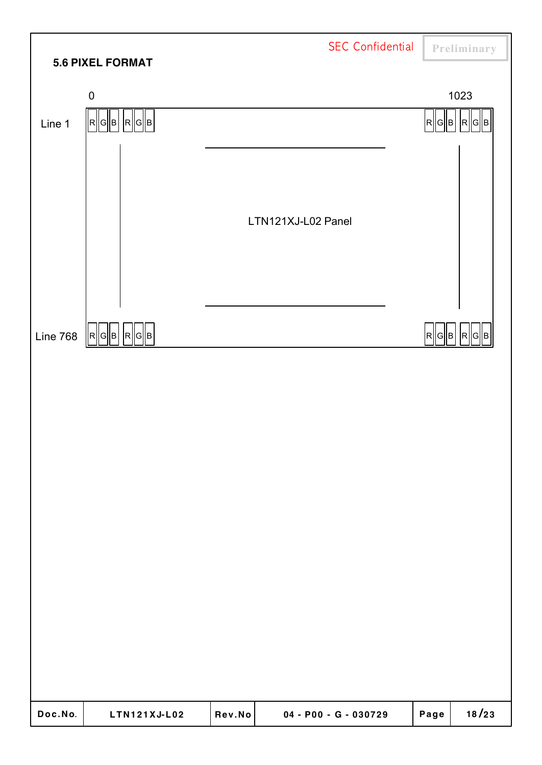## 5.6 PIXEL FORMAT

0

1023

Line 1

R G B R G B

R G B R G B

LTN121XJ-L02 Panel

Line 768

R G B R G B

R G B R G B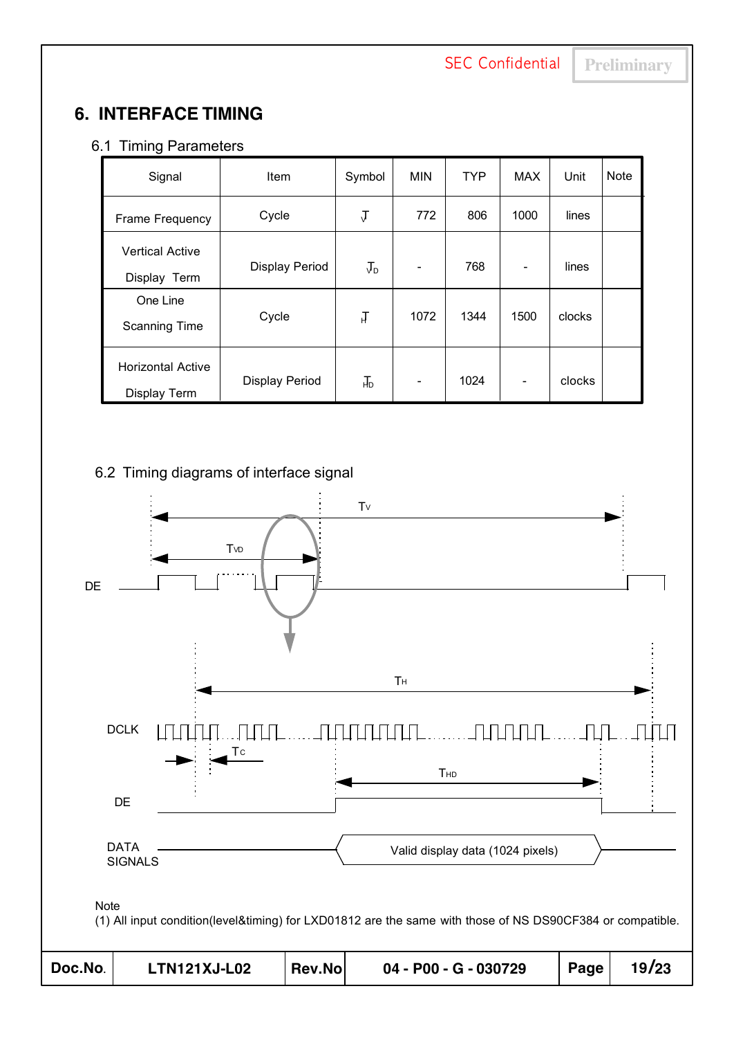# 6. INTERFACE TIMING

## 6.1 Timing Parameters

| Signal | Item | Symbol | MIN | TYP | MAX | Unit | Note |
|---|---|---|---|---|---|---|---|
| Frame Frequency | Cycle | $T_V$ | 772 | 806 | 1000 | lines | |
| Vertical Active Display Term | Display Period | $T_{VD}$ | - | 768 | - | lines | |
| One Line Scanning Time | Cycle | $T_H$ | 1072 | 1344 | 1500 | clocks | |
| Horizontal Active Display Term | Display Period | $T_{HD}$ | - | 1024 | - | clocks | |

## 6.2 Timing diagrams of interface signal

TV

TVD

DE

TH

DCLK

TC

THD

DE

DATA SIGNALS

Valid display data (1024 pixels)

Note

(1) All input condition(level&timing) for LXD01812 are the same with those of NS DS90CF384 or compatible.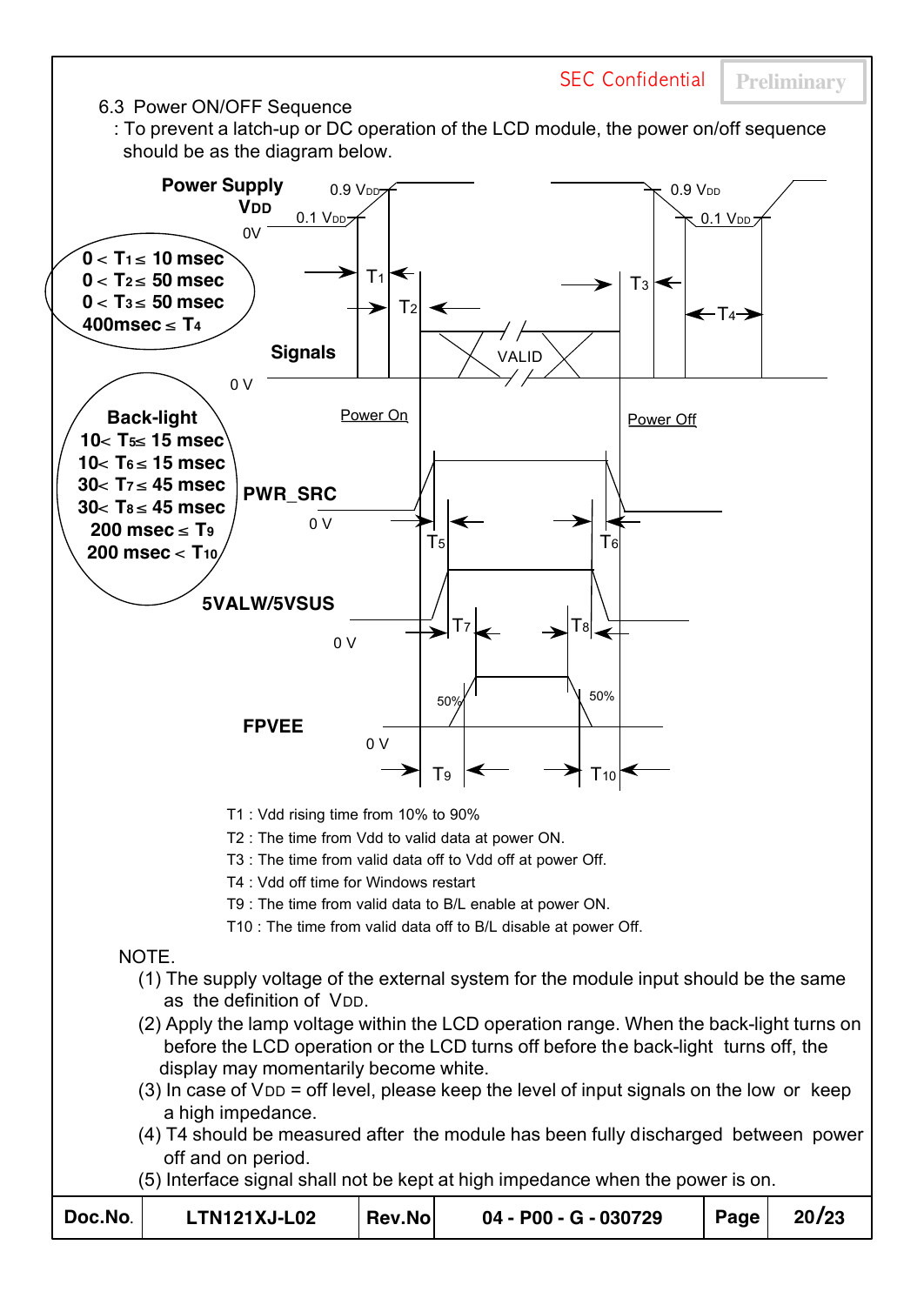SEC Confidential Preliminary

### 6.3 Power ON/OFF Sequence

: To prevent a latch-up or DC operation of the LCD module, the power on/off sequence should be as the diagram below.

Power Supply $V_{DD}$

0.9 $V_{DD}$

0.1 $V_{DD}$

0V

$0 < T_1 \leq 10$ msec

$0 < T_2 \leq 50$ msec

$0 < T_3 \leq 50$ msec

$400\text{msec} \leq T_4$

T1

T2

T3

T4

Signals

VALID

0 V

Power On

Power Off

Back-light

$10 < T_5 \leq 15$ msec

$10 < T_6 \leq 15$ msec

$30 < T_7 \leq 45$ msec

$30 < T_8 \leq 45$ msec

$200\text{ msec} \leq T_9$

$200\text{ msec} < T_{10}$

PWR_SRC

0 V

T5

T6

5VALW/5VSUS

0 V

T7

T8

50%

50%

FPVEE

0 V

T9

T10

T1 : Vdd rising time from 10% to 90%

T2 : The time from Vdd to valid data at power ON.

T3 : The time from valid data off to Vdd off at power Off.

T4 : Vdd off time for Windows restart

T9 : The time from valid data to B/L enable at power ON.

T10 : The time from valid data off to B/L disable at power Off.

NOTE.

(1) The supply voltage of the external system for the module input should be the same as the definition of $V_{DD}$.

(2) Apply the lamp voltage within the LCD operation range. When the back-light turns on before the LCD operation or the LCD turns off before the back-light turns off, the display may momentarily become white.

(3) In case of $V_{DD}$ = off level, please keep the level of input signals on the low or keep a high impedance.

(4) T4 should be measured after the module has been fully discharged between power off and on period.

(5) Interface signal shall not be kept at high impedance when the power is on.

| Doc.No. | LTN121XJ-L02 | Rev.No | 04 - P00 - G - 030729 | Page | 20/23 |
|---|---|---|---|---|---|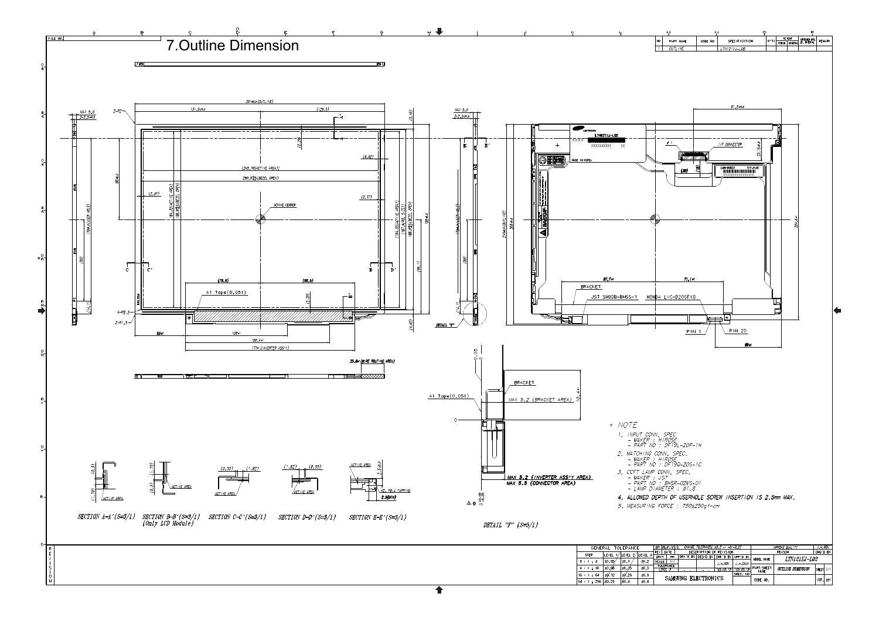# 7.Outline Dimension

| NO | PART NAME | CODE NO | SPECIFICATION | Q'TY |
|---|---|---|---|---|
| 1 | OUTLINE | | LTN121XJ-L02 | |

\* NOTE

1. INPUT CONN. SPEC
   - MAKER : HIROSE
   - PART NO : DF19L-20P-1H
2. MATCHING CONN. SPEC.
   - MAKER : HIROSE
   - PART NO : DF19G-20S-1C
3. CCFT LAMP CONN. SPEC.
   - MAKER : JST
   - PART NO : BHSR-02VS-01
   - LAMP DIAMETER : Ø1.8
4. **ALLOWED DEPTH OF USERHOLE SCREW INSERTION IS 2.5mm MAX.**
5. MEASURING FORCE : 750±250gf-cm

SECTION A-A'(S=3/1)

SECTION B-B'(S=3/1) (Only LCD Module)

SECTION C-C'(S=3/1)

SECTION D-D'(S=3/1)

SECTION E-E'(S=3/1)

DETAIL "F" (S=5/1)

GENERAL TOLERANCE

| STEP | LEVEL 1 | LEVEL 2 | LEVEL 3 |
|---|---|---|---|
| 0 < X ≤ 4 | ±0.05 | ±0.1 | ±0.2 |
| 4 < X ≤ 16 | ±0.08 | ±0.15 | ±0.3 |
| 16 < X ≤ 64 | ±0.12 | ±0.25 | ±0.5 |
| 64 < X ≤ 256 | ±0.25 | ±0.4 | ±0.8 |

SAMSUNG ELECTRONICS

MODEL NAME: LTN121XJ-L02

PART/SHEET NAME: OUTLINE DIMENSION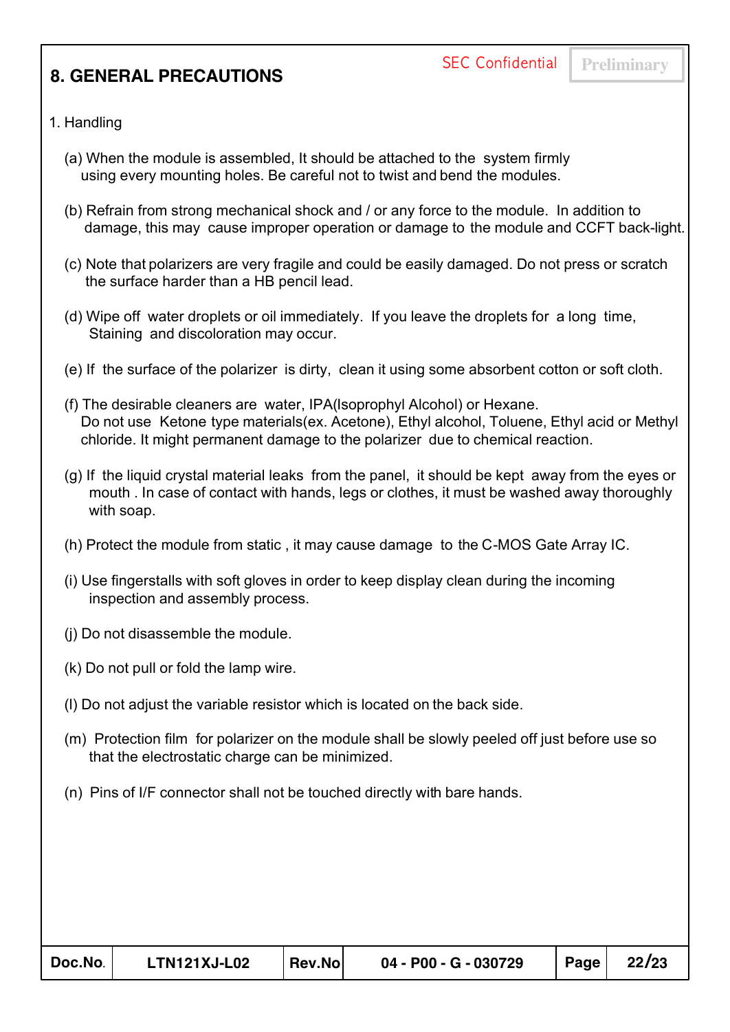## 8. GENERAL PRECAUTIONS

1. Handling

   (a) When the module is assembled, It should be attached to the system firmly using every mounting holes. Be careful not to twist and bend the modules.

   (b) Refrain from strong mechanical shock and / or any force to the module. In addition to damage, this may cause improper operation or damage to the module and CCFT back-light.

   (c) Note that polarizers are very fragile and could be easily damaged. Do not press or scratch the surface harder than a HB pencil lead.

   (d) Wipe off water droplets or oil immediately. If you leave the droplets for a long time, Staining and discoloration may occur.

   (e) If the surface of the polarizer is dirty, clean it using some absorbent cotton or soft cloth.

   (f) The desirable cleaners are water, IPA(Isoprophyl Alcohol) or Hexane. Do not use Ketone type materials(ex. Acetone), Ethyl alcohol, Toluene, Ethyl acid or Methyl chloride. It might permanent damage to the polarizer due to chemical reaction.

   (g) If the liquid crystal material leaks from the panel, it should be kept away from the eyes or mouth . In case of contact with hands, legs or clothes, it must be washed away thoroughly with soap.

   (h) Protect the module from static , it may cause damage to the C-MOS Gate Array IC.

   (i) Use fingerstalls with soft gloves in order to keep display clean during the incoming inspection and assembly process.

   (j) Do not disassemble the module.

   (k) Do not pull or fold the lamp wire.

   (l) Do not adjust the variable resistor which is located on the back side.

   (m) Protection film for polarizer on the module shall be slowly peeled off just before use so that the electrostatic charge can be minimized.

   (n) Pins of I/F connector shall not be touched directly with bare hands.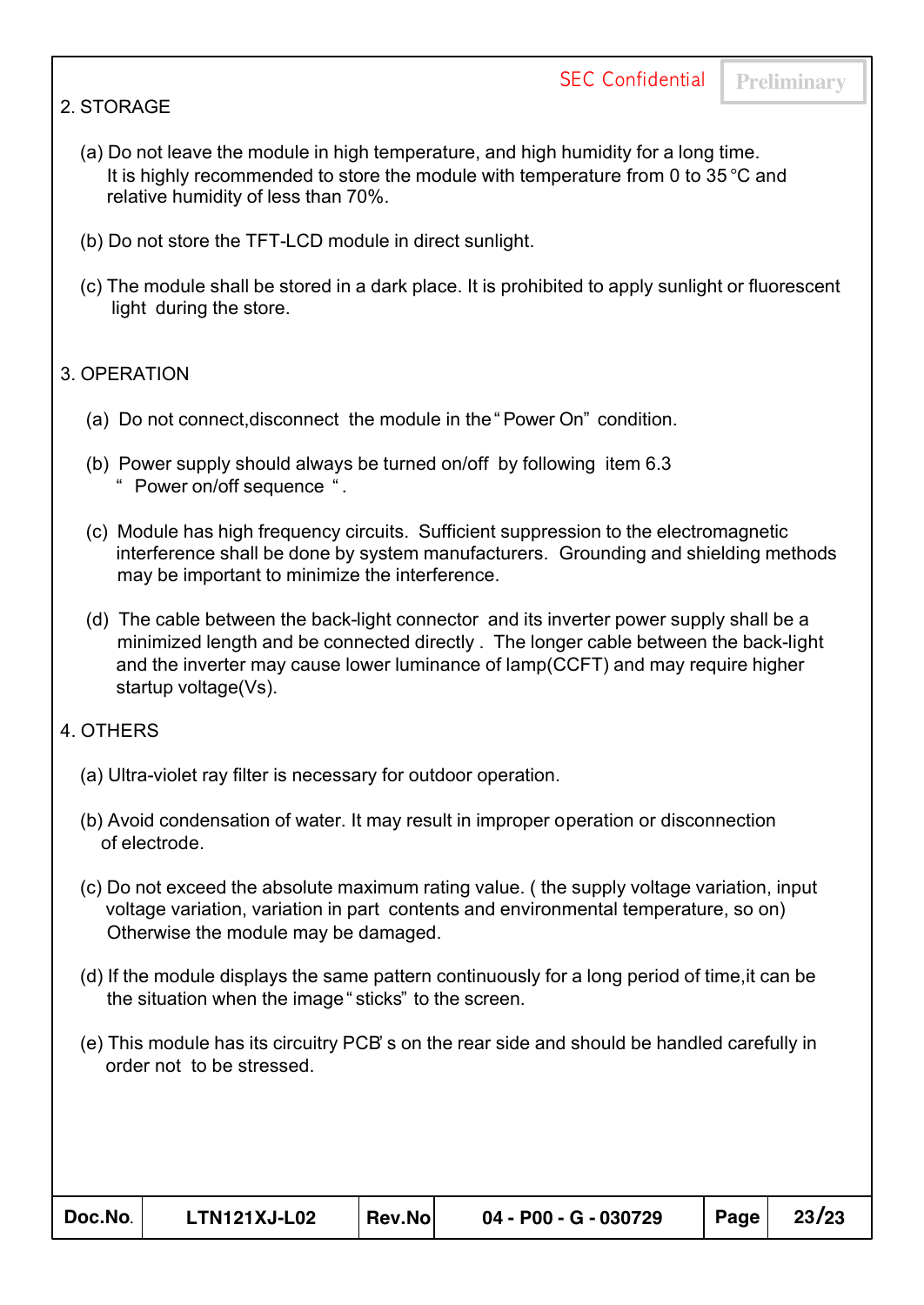## 2. STORAGE

(a) Do not leave the module in high temperature, and high humidity for a long time.
It is highly recommended to store the module with temperature from 0 to 35 °C and relative humidity of less than 70%.

(b) Do not store the TFT-LCD module in direct sunlight.

(c) The module shall be stored in a dark place. It is prohibited to apply sunlight or fluorescent light during the store.

## 3. OPERATION

(a) Do not connect,disconnect the module in the " Power On" condition.

(b) Power supply should always be turned on/off by following item 6.3 " Power on/off sequence ".

(c) Module has high frequency circuits. Sufficient suppression to the electromagnetic interference shall be done by system manufacturers. Grounding and shielding methods may be important to minimize the interference.

(d) The cable between the back-light connector and its inverter power supply shall be a minimized length and be connected directly . The longer cable between the back-light and the inverter may cause lower luminance of lamp(CCFT) and may require higher startup voltage(Vs).

## 4. OTHERS

(a) Ultra-violet ray filter is necessary for outdoor operation.

(b) Avoid condensation of water. It may result in improper operation or disconnection of electrode.

(c) Do not exceed the absolute maximum rating value. ( the supply voltage variation, input voltage variation, variation in part contents and environmental temperature, so on) Otherwise the module may be damaged.

(d) If the module displays the same pattern continuously for a long period of time,it can be the situation when the image " sticks" to the screen.

(e) This module has its circuitry PCB' s on the rear side and should be handled carefully in order not to be stressed.